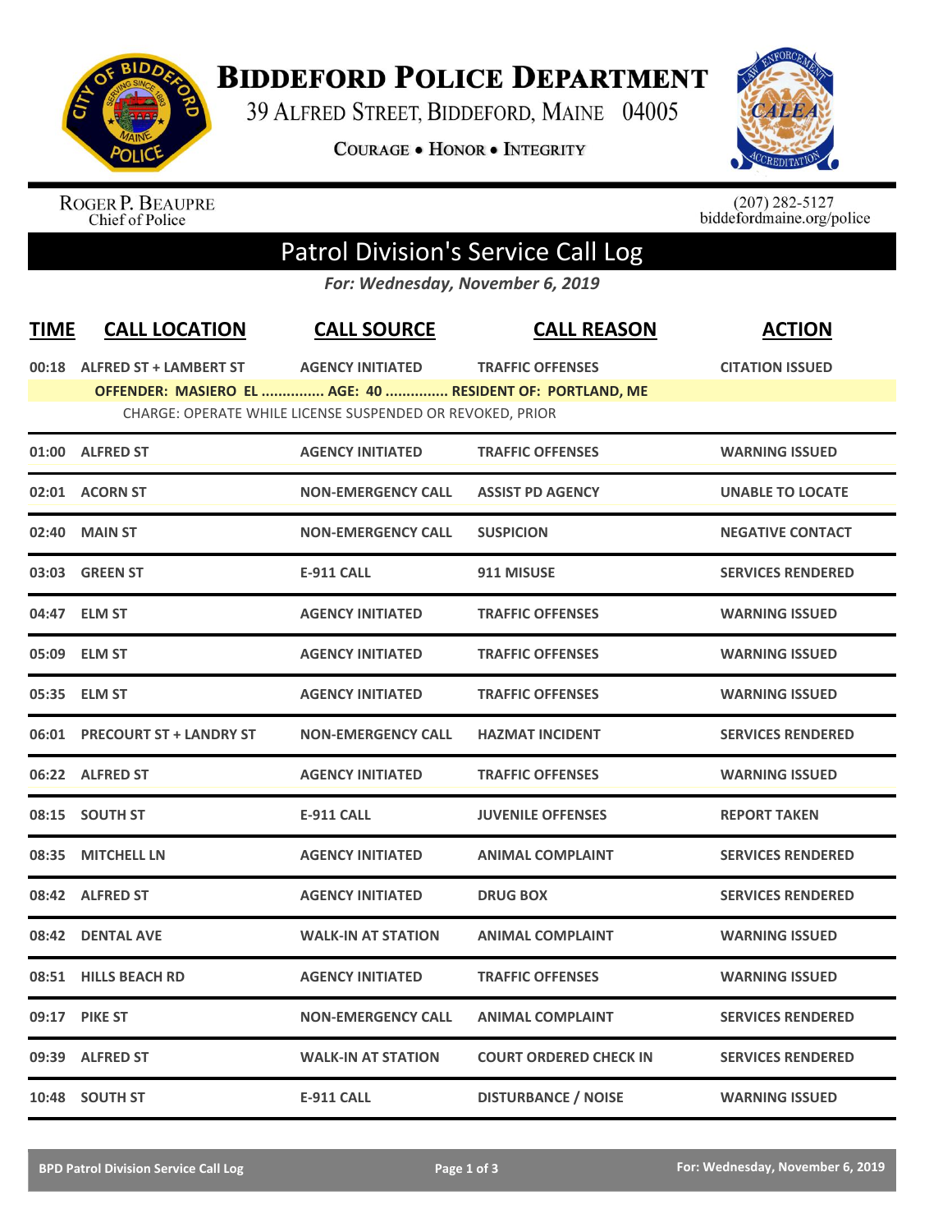# BIDDEFORD POLICE DEPARTMENT

39 ALFRED STREET, BIDDEFORD, MAINE 04005

COURAGE • HONOR • INTEGRITY

ROGER P. BEAUPRE
Chief of Police

(207) 282-5127
biddefordmaine.org/police

## Patrol Division's Service Call Log

*For: Wednesday, November 6, 2019*

| TIME | CALL LOCATION | CALL SOURCE | CALL REASON | ACTION |
|---|---|---|---|---|
| 00:18 | ALFRED ST + LAMBERT ST | AGENCY INITIATED | TRAFFIC OFFENSES | CITATION ISSUED |
| | OFFENDER: MASIERO EL ............... AGE: 40 ............... RESIDENT OF: PORTLAND, ME | | | |
| | CHARGE: OPERATE WHILE LICENSE SUSPENDED OR REVOKED, PRIOR | | | |
| 01:00 | ALFRED ST | AGENCY INITIATED | TRAFFIC OFFENSES | WARNING ISSUED |
| 02:01 | ACORN ST | NON-EMERGENCY CALL | ASSIST PD AGENCY | UNABLE TO LOCATE |
| 02:40 | MAIN ST | NON-EMERGENCY CALL | SUSPICION | NEGATIVE CONTACT |
| 03:03 | GREEN ST | E-911 CALL | 911 MISUSE | SERVICES RENDERED |
| 04:47 | ELM ST | AGENCY INITIATED | TRAFFIC OFFENSES | WARNING ISSUED |
| 05:09 | ELM ST | AGENCY INITIATED | TRAFFIC OFFENSES | WARNING ISSUED |
| 05:35 | ELM ST | AGENCY INITIATED | TRAFFIC OFFENSES | WARNING ISSUED |
| 06:01 | PRECOURT ST + LANDRY ST | NON-EMERGENCY CALL | HAZMAT INCIDENT | SERVICES RENDERED |
| 06:22 | ALFRED ST | AGENCY INITIATED | TRAFFIC OFFENSES | WARNING ISSUED |
| 08:15 | SOUTH ST | E-911 CALL | JUVENILE OFFENSES | REPORT TAKEN |
| 08:35 | MITCHELL LN | AGENCY INITIATED | ANIMAL COMPLAINT | SERVICES RENDERED |
| 08:42 | ALFRED ST | AGENCY INITIATED | DRUG BOX | SERVICES RENDERED |
| 08:42 | DENTAL AVE | WALK-IN AT STATION | ANIMAL COMPLAINT | WARNING ISSUED |
| 08:51 | HILLS BEACH RD | AGENCY INITIATED | TRAFFIC OFFENSES | WARNING ISSUED |
| 09:17 | PIKE ST | NON-EMERGENCY CALL | ANIMAL COMPLAINT | SERVICES RENDERED |
| 09:39 | ALFRED ST | WALK-IN AT STATION | COURT ORDERED CHECK IN | SERVICES RENDERED |
| 10:48 | SOUTH ST | E-911 CALL | DISTURBANCE / NOISE | WARNING ISSUED |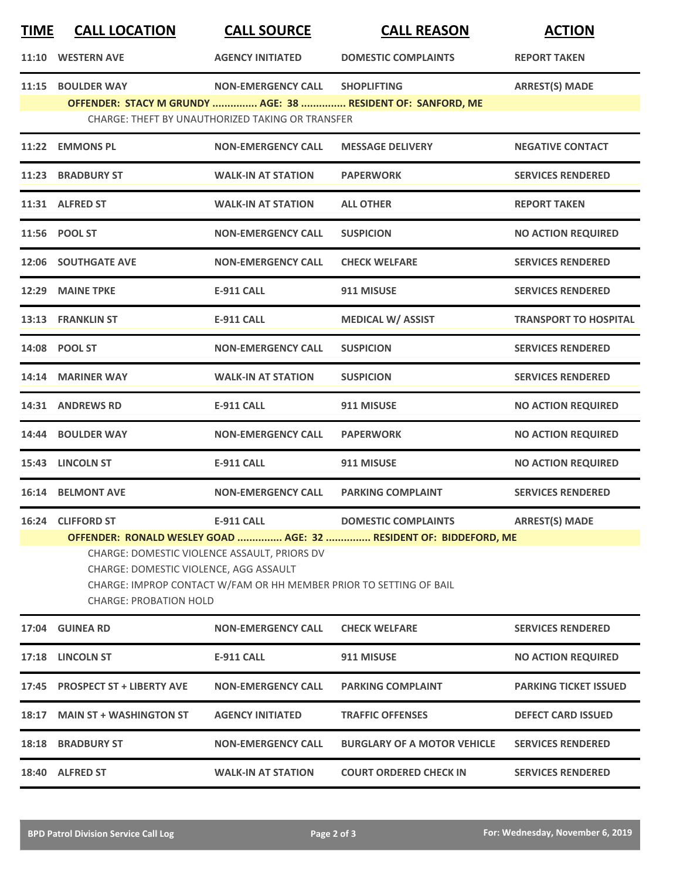| TIME | CALL LOCATION | CALL SOURCE | CALL REASON | ACTION |
|---|---|---|---|---|
| 11:10 | WESTERN AVE | AGENCY INITIATED | DOMESTIC COMPLAINTS | REPORT TAKEN |
| 11:15 | BOULDER WAY | NON-EMERGENCY CALL | SHOPLIFTING | ARREST(S) MADE |
| | OFFENDER: STACY M GRUNDY ............... AGE: 38 ............... RESIDENT OF: SANFORD, ME | | | |
| | CHARGE: THEFT BY UNAUTHORIZED TAKING OR TRANSFER | | | |
| 11:22 | EMMONS PL | NON-EMERGENCY CALL | MESSAGE DELIVERY | NEGATIVE CONTACT |
| 11:23 | BRADBURY ST | WALK-IN AT STATION | PAPERWORK | SERVICES RENDERED |
| 11:31 | ALFRED ST | WALK-IN AT STATION | ALL OTHER | REPORT TAKEN |
| 11:56 | POOL ST | NON-EMERGENCY CALL | SUSPICION | NO ACTION REQUIRED |
| 12:06 | SOUTHGATE AVE | NON-EMERGENCY CALL | CHECK WELFARE | SERVICES RENDERED |
| 12:29 | MAINE TPKE | E-911 CALL | 911 MISUSE | SERVICES RENDERED |
| 13:13 | FRANKLIN ST | E-911 CALL | MEDICAL W/ ASSIST | TRANSPORT TO HOSPITAL |
| 14:08 | POOL ST | NON-EMERGENCY CALL | SUSPICION | SERVICES RENDERED |
| 14:14 | MARINER WAY | WALK-IN AT STATION | SUSPICION | SERVICES RENDERED |
| 14:31 | ANDREWS RD | E-911 CALL | 911 MISUSE | NO ACTION REQUIRED |
| 14:44 | BOULDER WAY | NON-EMERGENCY CALL | PAPERWORK | NO ACTION REQUIRED |
| 15:43 | LINCOLN ST | E-911 CALL | 911 MISUSE | NO ACTION REQUIRED |
| 16:14 | BELMONT AVE | NON-EMERGENCY CALL | PARKING COMPLAINT | SERVICES RENDERED |
| 16:24 | CLIFFORD ST | E-911 CALL | DOMESTIC COMPLAINTS | ARREST(S) MADE |
| | OFFENDER: RONALD WESLEY GOAD ............... AGE: 32 ............... RESIDENT OF: BIDDEFORD, ME | | | |
| | CHARGE: DOMESTIC VIOLENCE ASSAULT, PRIORS DV | | | |
| | CHARGE: DOMESTIC VIOLENCE, AGG ASSAULT | | | |
| | CHARGE: IMPROP CONTACT W/FAM OR HH MEMBER PRIOR TO SETTING OF BAIL | | | |
| | CHARGE: PROBATION HOLD | | | |
| 17:04 | GUINEA RD | NON-EMERGENCY CALL | CHECK WELFARE | SERVICES RENDERED |
| 17:18 | LINCOLN ST | E-911 CALL | 911 MISUSE | NO ACTION REQUIRED |
| 17:45 | PROSPECT ST + LIBERTY AVE | NON-EMERGENCY CALL | PARKING COMPLAINT | PARKING TICKET ISSUED |
| 18:17 | MAIN ST + WASHINGTON ST | AGENCY INITIATED | TRAFFIC OFFENSES | DEFECT CARD ISSUED |
| 18:18 | BRADBURY ST | NON-EMERGENCY CALL | BURGLARY OF A MOTOR VEHICLE | SERVICES RENDERED |
| 18:40 | ALFRED ST | WALK-IN AT STATION | COURT ORDERED CHECK IN | SERVICES RENDERED |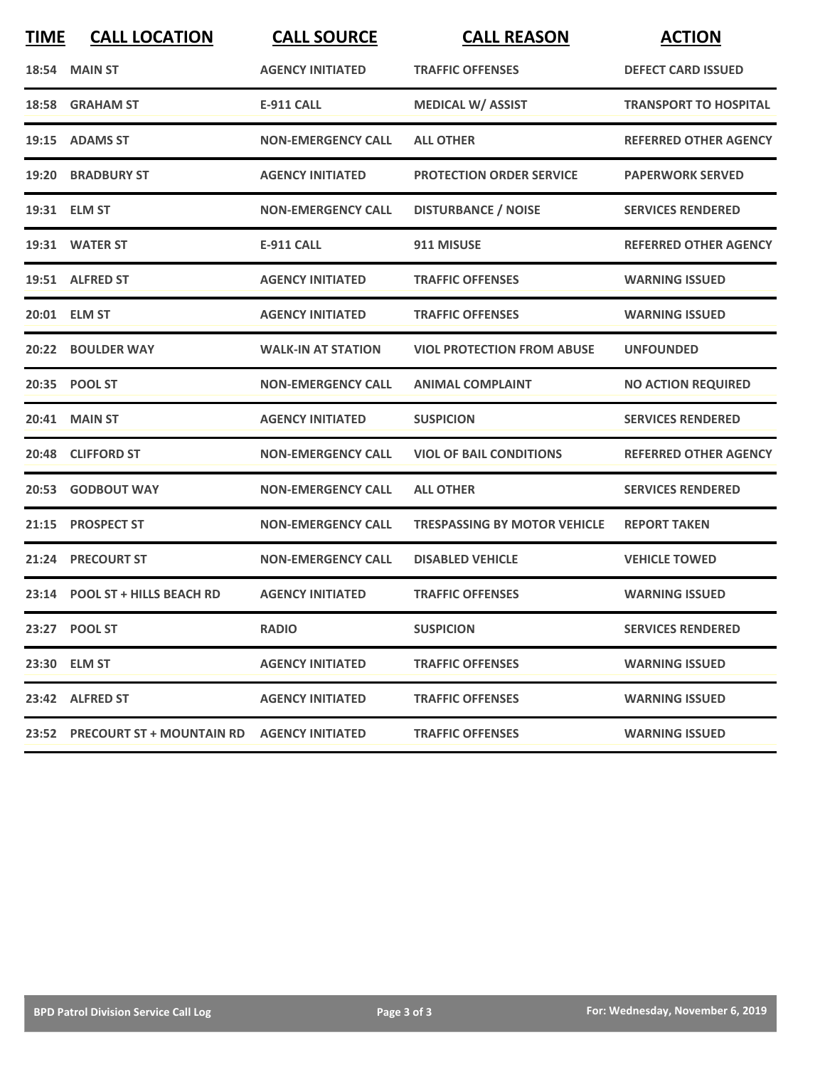| TIME | CALL LOCATION | CALL SOURCE | CALL REASON | ACTION |
|---|---|---|---|---|
| 18:54 | MAIN ST | AGENCY INITIATED | TRAFFIC OFFENSES | DEFECT CARD ISSUED |
| 18:58 | GRAHAM ST | E-911 CALL | MEDICAL W/ ASSIST | TRANSPORT TO HOSPITAL |
| 19:15 | ADAMS ST | NON-EMERGENCY CALL | ALL OTHER | REFERRED OTHER AGENCY |
| 19:20 | BRADBURY ST | AGENCY INITIATED | PROTECTION ORDER SERVICE | PAPERWORK SERVED |
| 19:31 | ELM ST | NON-EMERGENCY CALL | DISTURBANCE / NOISE | SERVICES RENDERED |
| 19:31 | WATER ST | E-911 CALL | 911 MISUSE | REFERRED OTHER AGENCY |
| 19:51 | ALFRED ST | AGENCY INITIATED | TRAFFIC OFFENSES | WARNING ISSUED |
| 20:01 | ELM ST | AGENCY INITIATED | TRAFFIC OFFENSES | WARNING ISSUED |
| 20:22 | BOULDER WAY | WALK-IN AT STATION | VIOL PROTECTION FROM ABUSE | UNFOUNDED |
| 20:35 | POOL ST | NON-EMERGENCY CALL | ANIMAL COMPLAINT | NO ACTION REQUIRED |
| 20:41 | MAIN ST | AGENCY INITIATED | SUSPICION | SERVICES RENDERED |
| 20:48 | CLIFFORD ST | NON-EMERGENCY CALL | VIOL OF BAIL CONDITIONS | REFERRED OTHER AGENCY |
| 20:53 | GODBOUT WAY | NON-EMERGENCY CALL | ALL OTHER | SERVICES RENDERED |
| 21:15 | PROSPECT ST | NON-EMERGENCY CALL | TRESPASSING BY MOTOR VEHICLE | REPORT TAKEN |
| 21:24 | PRECOURT ST | NON-EMERGENCY CALL | DISABLED VEHICLE | VEHICLE TOWED |
| 23:14 | POOL ST + HILLS BEACH RD | AGENCY INITIATED | TRAFFIC OFFENSES | WARNING ISSUED |
| 23:27 | POOL ST | RADIO | SUSPICION | SERVICES RENDERED |
| 23:30 | ELM ST | AGENCY INITIATED | TRAFFIC OFFENSES | WARNING ISSUED |
| 23:42 | ALFRED ST | AGENCY INITIATED | TRAFFIC OFFENSES | WARNING ISSUED |
| 23:52 | PRECOURT ST + MOUNTAIN RD | AGENCY INITIATED | TRAFFIC OFFENSES | WARNING ISSUED |